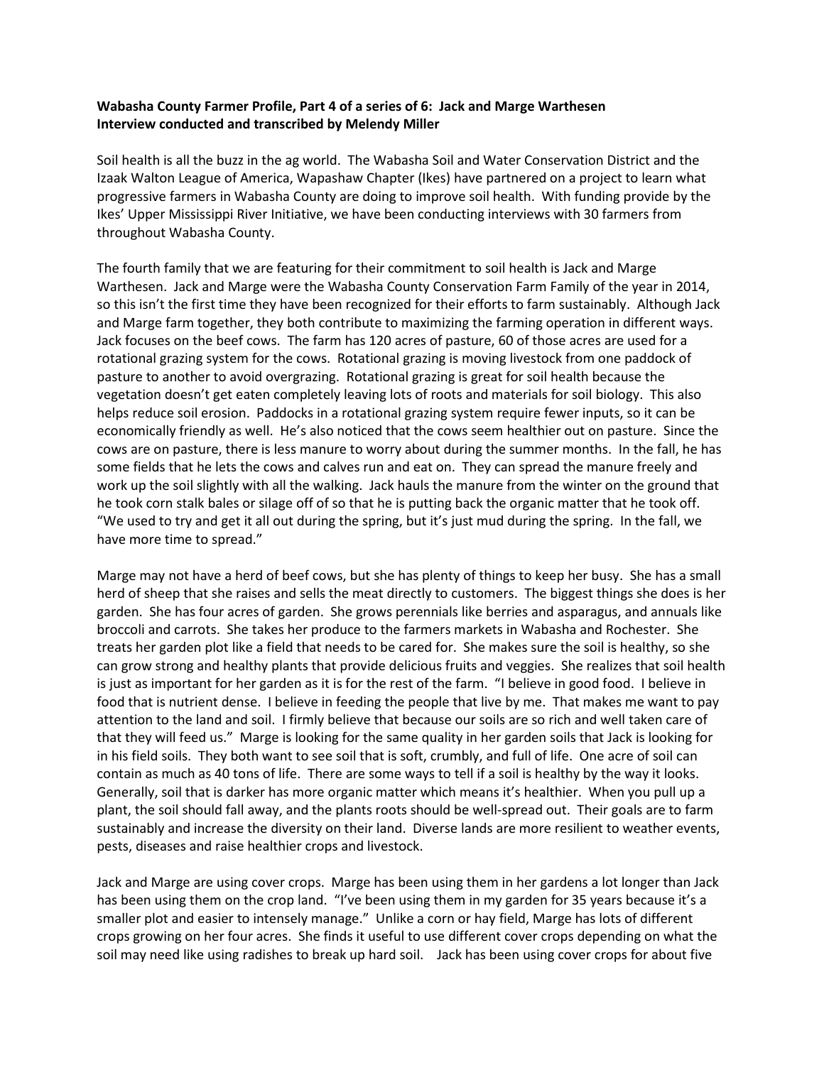**Wabasha County Farmer Profile, Part 4 of a series of 6: Jack and Marge Warthesen**
**Interview conducted and transcribed by Melendy Miller**

Soil health is all the buzz in the ag world. The Wabasha Soil and Water Conservation District and the Izaak Walton League of America, Wapashaw Chapter (Ikes) have partnered on a project to learn what progressive farmers in Wabasha County are doing to improve soil health. With funding provide by the Ikes' Upper Mississippi River Initiative, we have been conducting interviews with 30 farmers from throughout Wabasha County.

The fourth family that we are featuring for their commitment to soil health is Jack and Marge Warthesen. Jack and Marge were the Wabasha County Conservation Farm Family of the year in 2014, so this isn't the first time they have been recognized for their efforts to farm sustainably. Although Jack and Marge farm together, they both contribute to maximizing the farming operation in different ways. Jack focuses on the beef cows. The farm has 120 acres of pasture, 60 of those acres are used for a rotational grazing system for the cows. Rotational grazing is moving livestock from one paddock of pasture to another to avoid overgrazing. Rotational grazing is great for soil health because the vegetation doesn't get eaten completely leaving lots of roots and materials for soil biology. This also helps reduce soil erosion. Paddocks in a rotational grazing system require fewer inputs, so it can be economically friendly as well. He's also noticed that the cows seem healthier out on pasture. Since the cows are on pasture, there is less manure to worry about during the summer months. In the fall, he has some fields that he lets the cows and calves run and eat on. They can spread the manure freely and work up the soil slightly with all the walking. Jack hauls the manure from the winter on the ground that he took corn stalk bales or silage off of so that he is putting back the organic matter that he took off. "We used to try and get it all out during the spring, but it's just mud during the spring. In the fall, we have more time to spread."

Marge may not have a herd of beef cows, but she has plenty of things to keep her busy. She has a small herd of sheep that she raises and sells the meat directly to customers. The biggest things she does is her garden. She has four acres of garden. She grows perennials like berries and asparagus, and annuals like broccoli and carrots. She takes her produce to the farmers markets in Wabasha and Rochester. She treats her garden plot like a field that needs to be cared for. She makes sure the soil is healthy, so she can grow strong and healthy plants that provide delicious fruits and veggies. She realizes that soil health is just as important for her garden as it is for the rest of the farm. "I believe in good food. I believe in food that is nutrient dense. I believe in feeding the people that live by me. That makes me want to pay attention to the land and soil. I firmly believe that because our soils are so rich and well taken care of that they will feed us." Marge is looking for the same quality in her garden soils that Jack is looking for in his field soils. They both want to see soil that is soft, crumbly, and full of life. One acre of soil can contain as much as 40 tons of life. There are some ways to tell if a soil is healthy by the way it looks. Generally, soil that is darker has more organic matter which means it's healthier. When you pull up a plant, the soil should fall away, and the plants roots should be well-spread out. Their goals are to farm sustainably and increase the diversity on their land. Diverse lands are more resilient to weather events, pests, diseases and raise healthier crops and livestock.

Jack and Marge are using cover crops. Marge has been using them in her gardens a lot longer than Jack has been using them on the crop land. "I've been using them in my garden for 35 years because it's a smaller plot and easier to intensely manage." Unlike a corn or hay field, Marge has lots of different crops growing on her four acres. She finds it useful to use different cover crops depending on what the soil may need like using radishes to break up hard soil. Jack has been using cover crops for about five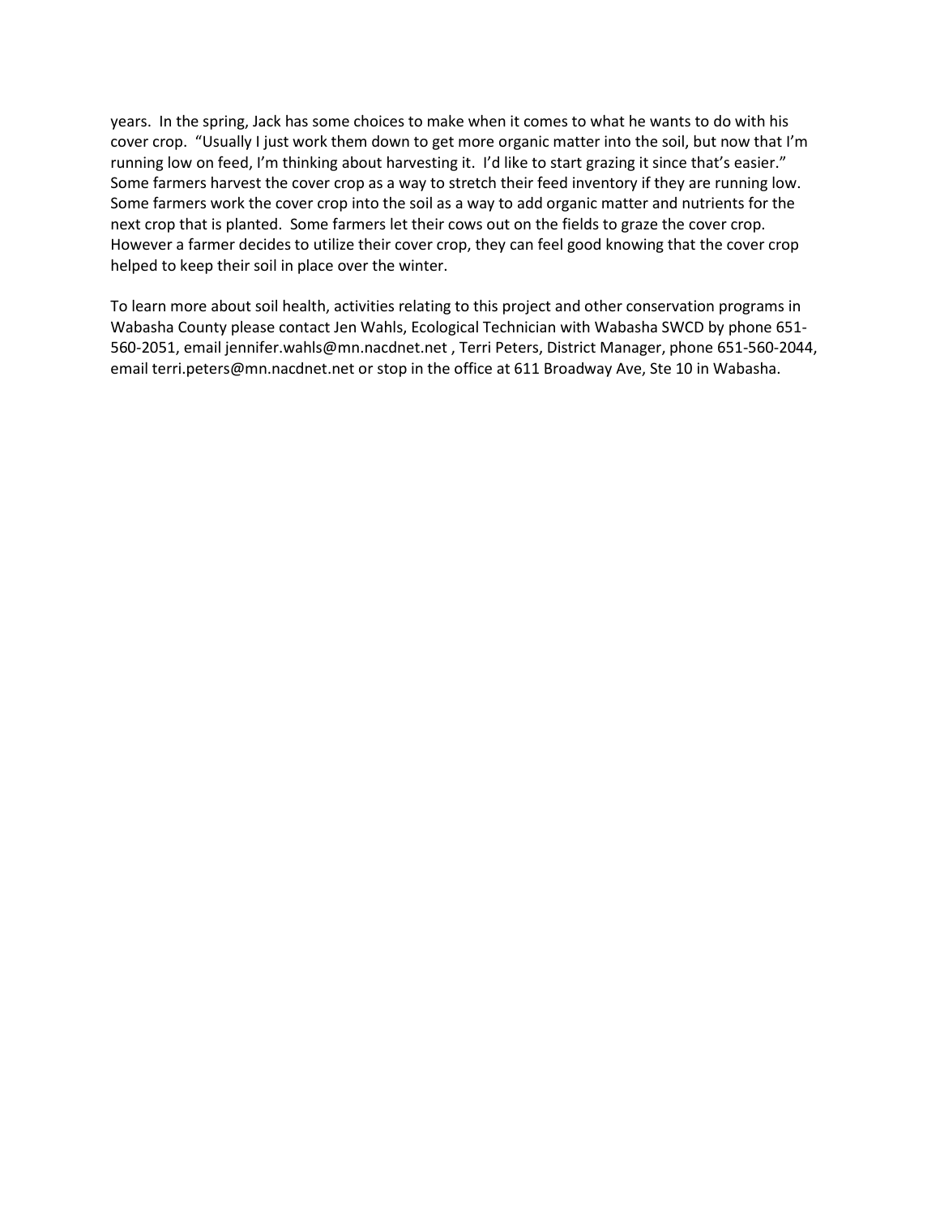years. In the spring, Jack has some choices to make when it comes to what he wants to do with his cover crop. "Usually I just work them down to get more organic matter into the soil, but now that I'm running low on feed, I'm thinking about harvesting it. I'd like to start grazing it since that's easier." Some farmers harvest the cover crop as a way to stretch their feed inventory if they are running low. Some farmers work the cover crop into the soil as a way to add organic matter and nutrients for the next crop that is planted. Some farmers let their cows out on the fields to graze the cover crop. However a farmer decides to utilize their cover crop, they can feel good knowing that the cover crop helped to keep their soil in place over the winter.

To learn more about soil health, activities relating to this project and other conservation programs in Wabasha County please contact Jen Wahls, Ecological Technician with Wabasha SWCD by phone 651-560-2051, email jennifer.wahls@mn.nacdnet.net , Terri Peters, District Manager, phone 651-560-2044, email terri.peters@mn.nacdnet.net or stop in the office at 611 Broadway Ave, Ste 10 in Wabasha.